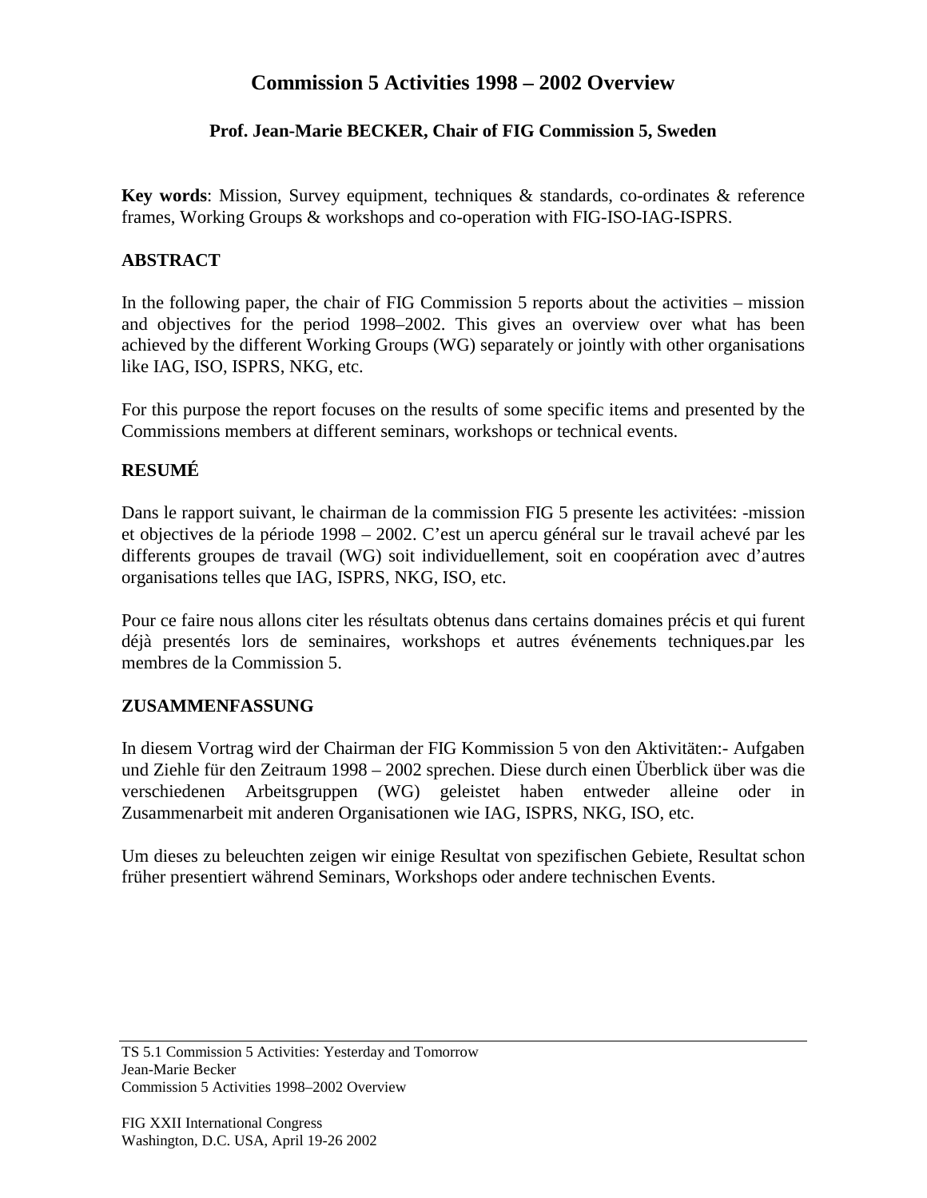# Commission 5 Activities 1998 – 2002 Overview

**Prof. Jean-Marie BECKER, Chair of FIG Commission 5, Sweden**

**Key words**: Mission, Survey equipment, techniques & standards, co-ordinates & reference frames, Working Groups & workshops and co-operation with FIG-ISO-IAG-ISPRS.

## ABSTRACT

In the following paper, the chair of FIG Commission 5 reports about the activities – mission and objectives for the period 1998–2002. This gives an overview over what has been achieved by the different Working Groups (WG) separately or jointly with other organisations like IAG, ISO, ISPRS, NKG, etc.

For this purpose the report focuses on the results of some specific items and presented by the Commissions members at different seminars, workshops or technical events.

## RESUMÉ

Dans le rapport suivant, le chairman de la commission FIG 5 presente les activitées: -mission et objectives de la période 1998 – 2002. C'est un apercu général sur le travail achevé par les differents groupes de travail (WG) soit individuellement, soit en coopération avec d'autres organisations telles que IAG, ISPRS, NKG, ISO, etc.

Pour ce faire nous allons citer les résultats obtenus dans certains domaines précis et qui furent déjà presentés lors de seminaires, workshops et autres événements techniques.par les membres de la Commission 5.

## ZUSAMMENFASSUNG

In diesem Vortrag wird der Chairman der FIG Kommission 5 von den Aktivitäten:- Aufgaben und Ziehle für den Zeitraum 1998 – 2002 sprechen. Diese durch einen Überblick über was die verschiedenen Arbeitsgruppen (WG) geleistet haben entweder alleine oder in Zusammenarbeit mit anderen Organisationen wie IAG, ISPRS, NKG, ISO, etc.

Um dieses zu beleuchten zeigen wir einige Resultat von spezifischen Gebiete, Resultat schon früher presentiert während Seminars, Workshops oder andere technischen Events.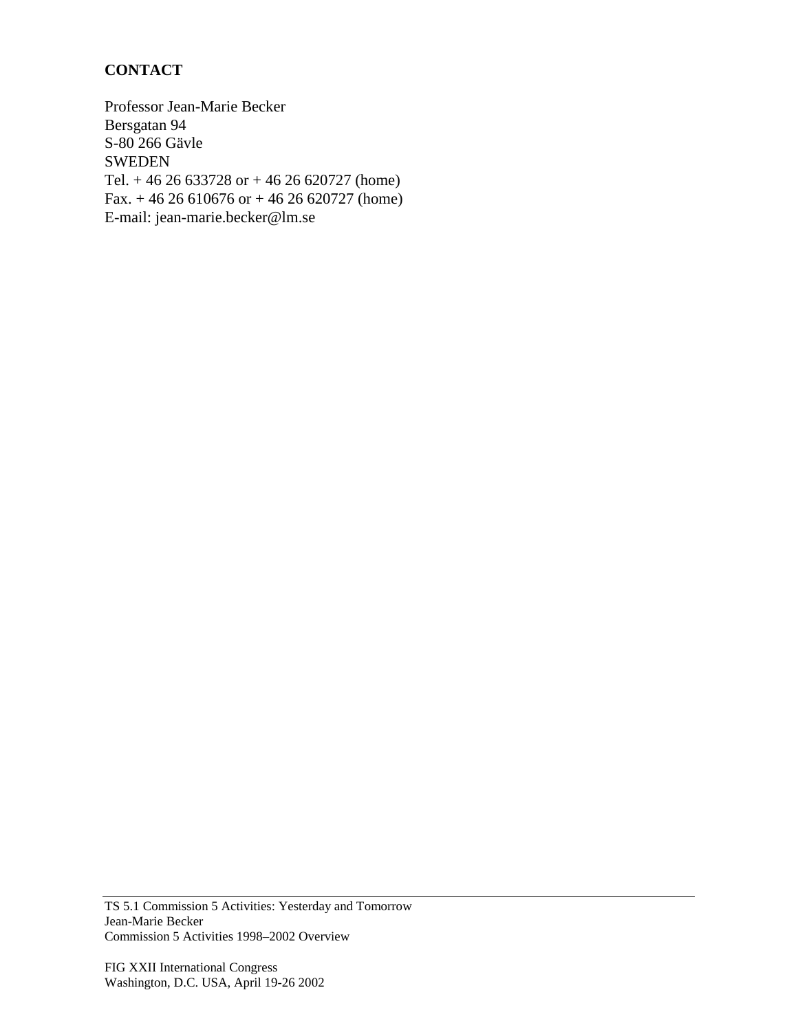**CONTACT**

Professor Jean-Marie Becker
Bersgatan 94
S-80 266 Gävle
SWEDEN
Tel. + 46 26 633728 or + 46 26 620727 (home)
Fax. + 46 26 610676 or + 46 26 620727 (home)
E-mail: jean-marie.becker@lm.se